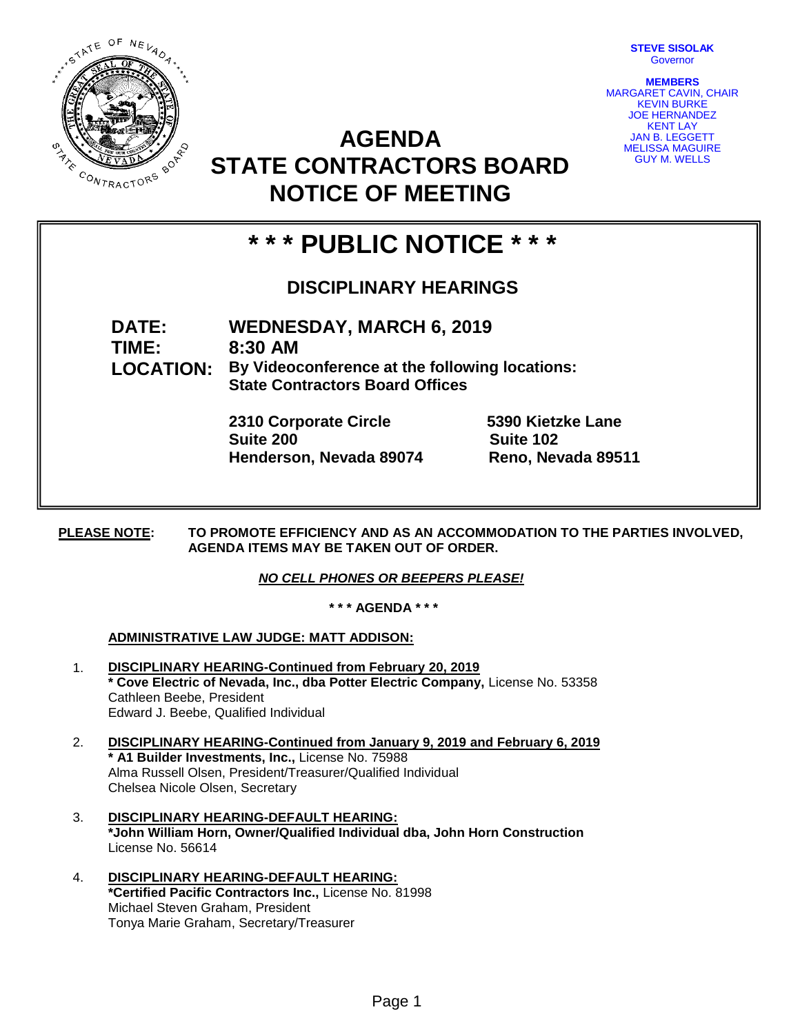STEVE SISOLAK
Governor

**MEMBERS**
MARGARET CAVIN, CHAIR
KEVIN BURKE
JOE HERNANDEZ
KENT LAY
JAN B. LEGGETT
MELISSA MAGUIRE
GUY M. WELLS

# AGENDA
# STATE CONTRACTORS BOARD
# NOTICE OF MEETING

## * * * PUBLIC NOTICE * * *

### DISCIPLINARY HEARINGS

**DATE:** WEDNESDAY, MARCH 6, 2019
**TIME:** 8:30 AM
**LOCATION:** By Videoconference at the following locations:
State Contractors Board Offices

**2310 Corporate Circle**
**Suite 200**
**Henderson, Nevada 89074**

**5390 Kietzke Lane**
**Suite 102**
**Reno, Nevada 89511**

**PLEASE NOTE:** TO PROMOTE EFFICIENCY AND AS AN ACCOMMODATION TO THE PARTIES INVOLVED, AGENDA ITEMS MAY BE TAKEN OUT OF ORDER.

***NO CELL PHONES OR BEEPERS PLEASE!***

**\* \* \* AGENDA \* \* \***

**ADMINISTRATIVE LAW JUDGE: MATT ADDISON:**

1. **DISCIPLINARY HEARING-Continued from February 20, 2019**
   **\* Cove Electric of Nevada, Inc., dba Potter Electric Company,** License No. 53358
   Cathleen Beebe, President
   Edward J. Beebe, Qualified Individual

2. **DISCIPLINARY HEARING-Continued from January 9, 2019 and February 6, 2019**
   **\* A1 Builder Investments, Inc.,** License No. 75988
   Alma Russell Olsen, President/Treasurer/Qualified Individual
   Chelsea Nicole Olsen, Secretary

3. **DISCIPLINARY HEARING-DEFAULT HEARING:**
   **\*John William Horn, Owner/Qualified Individual dba, John Horn Construction**
   License No. 56614

4. **DISCIPLINARY HEARING-DEFAULT HEARING:**
   **\*Certified Pacific Contractors Inc.,** License No. 81998
   Michael Steven Graham, President
   Tonya Marie Graham, Secretary/Treasurer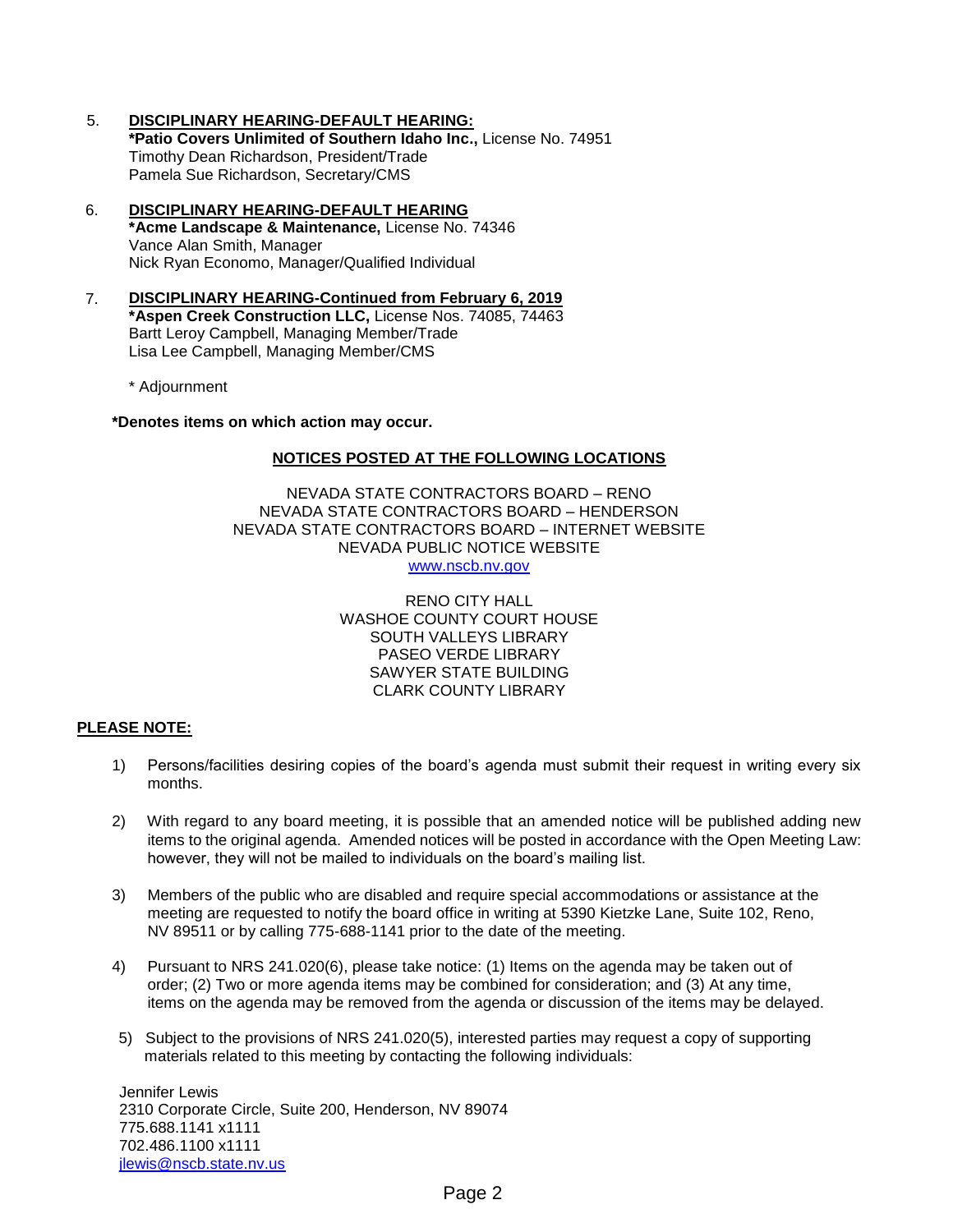5. **DISCIPLINARY HEARING-DEFAULT HEARING:**
   ***Patio Covers Unlimited of Southern Idaho Inc.,** License No. 74951
   Timothy Dean Richardson, President/Trade
   Pamela Sue Richardson, Secretary/CMS

6. **DISCIPLINARY HEARING-DEFAULT HEARING**
   ***Acme Landscape & Maintenance,** License No. 74346
   Vance Alan Smith, Manager
   Nick Ryan Economo, Manager/Qualified Individual

7. **DISCIPLINARY HEARING-Continued from February 6, 2019**
   ***Aspen Creek Construction LLC,** License Nos. 74085, 74463
   Bartt Leroy Campbell, Managing Member/Trade
   Lisa Lee Campbell, Managing Member/CMS

   * Adjournment

**\*Denotes items on which action may occur.**

**NOTICES POSTED AT THE FOLLOWING LOCATIONS**

NEVADA STATE CONTRACTORS BOARD – RENO
NEVADA STATE CONTRACTORS BOARD – HENDERSON
NEVADA STATE CONTRACTORS BOARD – INTERNET WEBSITE
NEVADA PUBLIC NOTICE WEBSITE
[www.nscb.nv.gov](http://www.nscb.nv.gov)

RENO CITY HALL
WASHOE COUNTY COURT HOUSE
SOUTH VALLEYS LIBRARY
PASEO VERDE LIBRARY
SAWYER STATE BUILDING
CLARK COUNTY LIBRARY

**PLEASE NOTE:**

1) Persons/facilities desiring copies of the board's agenda must submit their request in writing every six months.

2) With regard to any board meeting, it is possible that an amended notice will be published adding new items to the original agenda. Amended notices will be posted in accordance with the Open Meeting Law: however, they will not be mailed to individuals on the board's mailing list.

3) Members of the public who are disabled and require special accommodations or assistance at the meeting are requested to notify the board office in writing at 5390 Kietzke Lane, Suite 102, Reno, NV 89511 or by calling 775-688-1141 prior to the date of the meeting.

4) Pursuant to NRS 241.020(6), please take notice: (1) Items on the agenda may be taken out of order; (2) Two or more agenda items may be combined for consideration; and (3) At any time, items on the agenda may be removed from the agenda or discussion of the items may be delayed.

5) Subject to the provisions of NRS 241.020(5), interested parties may request a copy of supporting materials related to this meeting by contacting the following individuals:

Jennifer Lewis
2310 Corporate Circle, Suite 200, Henderson, NV 89074
775.688.1141 x1111
702.486.1100 x1111
[jlewis@nscb.state.nv.us](mailto:jlewis@nscb.state.nv.us)